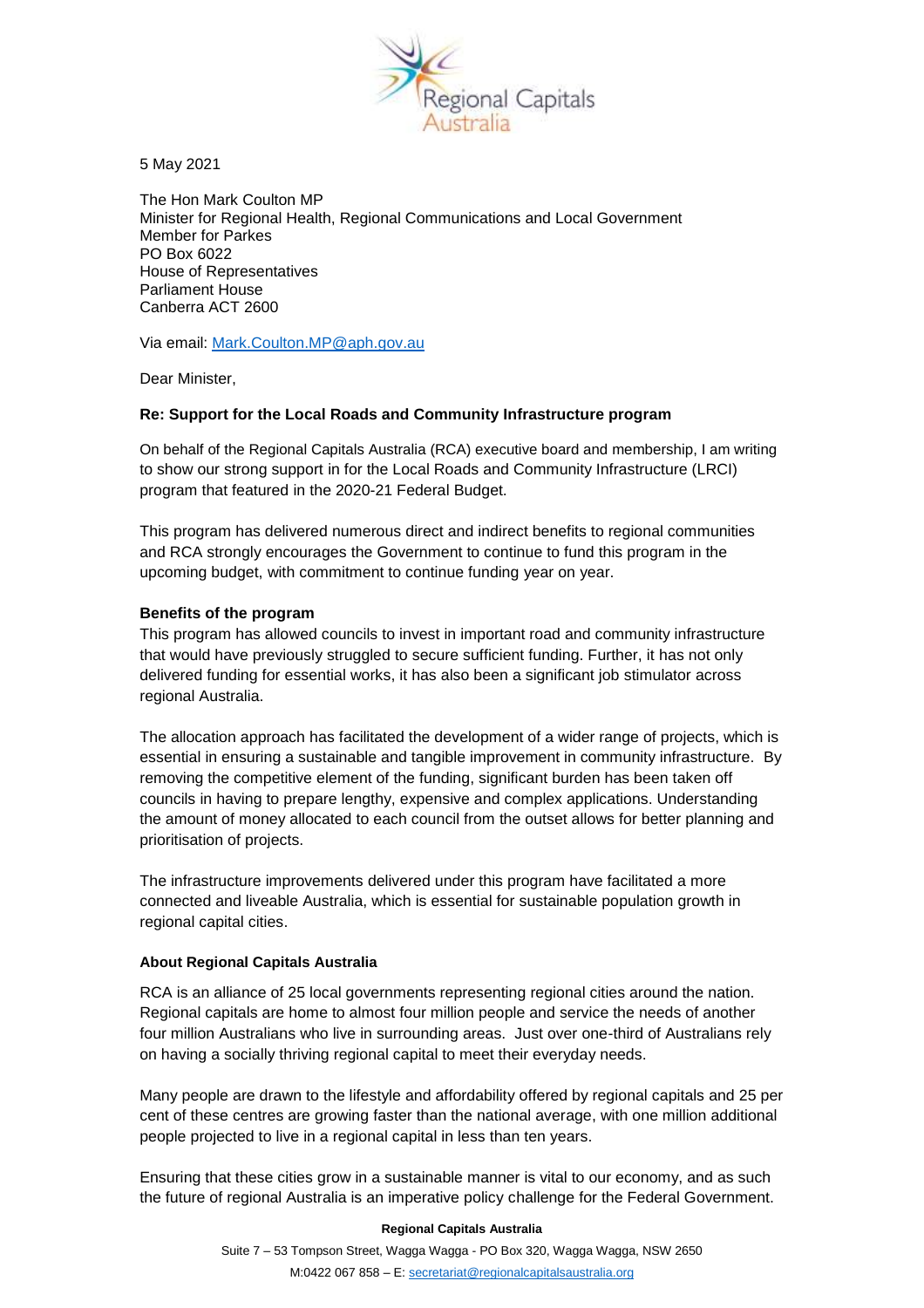5 May 2021

The Hon Mark Coulton MP
Minister for Regional Health, Regional Communications and Local Government
Member for Parkes
PO Box 6022
House of Representatives
Parliament House
Canberra ACT 2600

Via email: Mark.Coulton.MP@aph.gov.au

Dear Minister,

**Re: Support for the Local Roads and Community Infrastructure program**

On behalf of the Regional Capitals Australia (RCA) executive board and membership, I am writing to show our strong support in for the Local Roads and Community Infrastructure (LRCI) program that featured in the 2020-21 Federal Budget.

This program has delivered numerous direct and indirect benefits to regional communities and RCA strongly encourages the Government to continue to fund this program in the upcoming budget, with commitment to continue funding year on year.

**Benefits of the program**

This program has allowed councils to invest in important road and community infrastructure that would have previously struggled to secure sufficient funding. Further, it has not only delivered funding for essential works, it has also been a significant job stimulator across regional Australia.

The allocation approach has facilitated the development of a wider range of projects, which is essential in ensuring a sustainable and tangible improvement in community infrastructure. By removing the competitive element of the funding, significant burden has been taken off councils in having to prepare lengthy, expensive and complex applications. Understanding the amount of money allocated to each council from the outset allows for better planning and prioritisation of projects.

The infrastructure improvements delivered under this program have facilitated a more connected and liveable Australia, which is essential for sustainable population growth in regional capital cities.

**About Regional Capitals Australia**

RCA is an alliance of 25 local governments representing regional cities around the nation. Regional capitals are home to almost four million people and service the needs of another four million Australians who live in surrounding areas. Just over one-third of Australians rely on having a socially thriving regional capital to meet their everyday needs.

Many people are drawn to the lifestyle and affordability offered by regional capitals and 25 per cent of these centres are growing faster than the national average, with one million additional people projected to live in a regional capital in less than ten years.

Ensuring that these cities grow in a sustainable manner is vital to our economy, and as such the future of regional Australia is an imperative policy challenge for the Federal Government.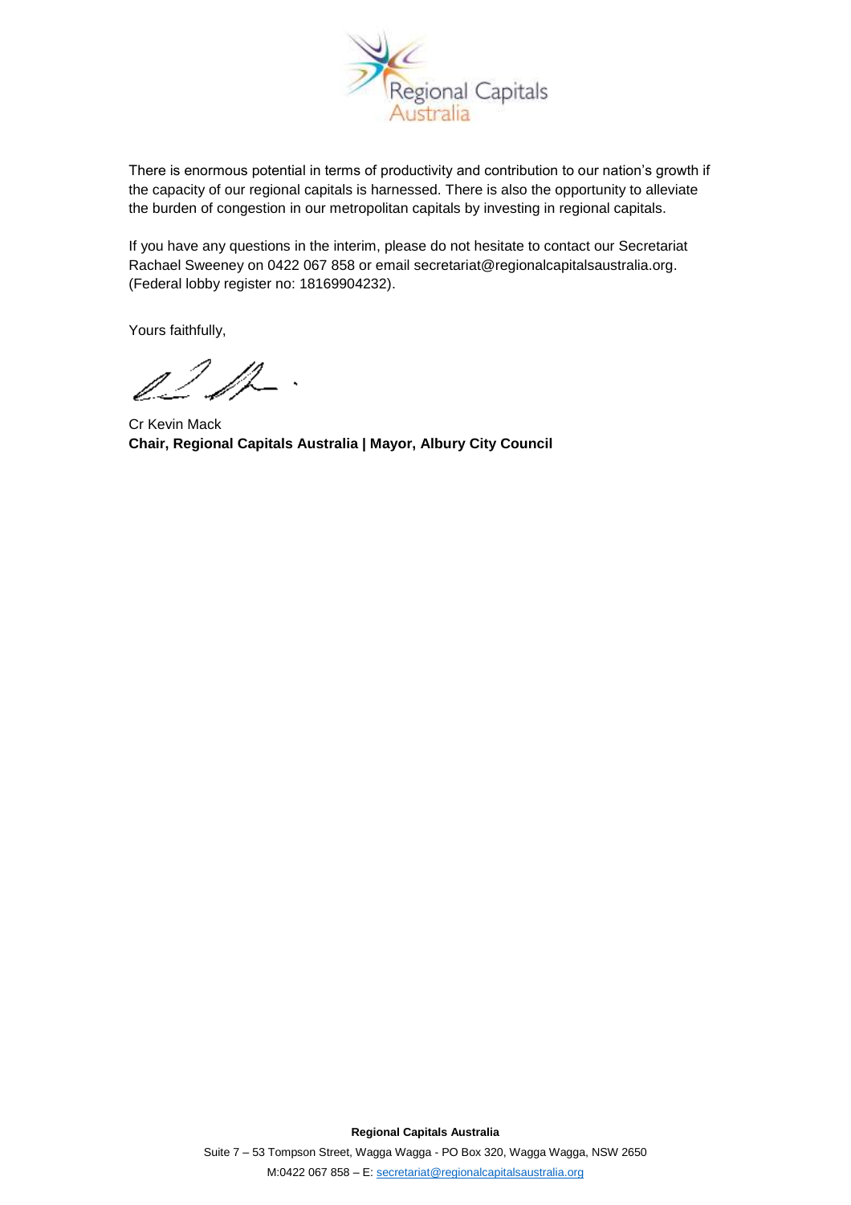There is enormous potential in terms of productivity and contribution to our nation's growth if the capacity of our regional capitals is harnessed. There is also the opportunity to alleviate the burden of congestion in our metropolitan capitals by investing in regional capitals.

If you have any questions in the interim, please do not hesitate to contact our Secretariat Rachael Sweeney on 0422 067 858 or email secretariat@regionalcapitalsaustralia.org. (Federal lobby register no: 18169904232).

Yours faithfully,

Cr Kevin Mack
**Chair, Regional Capitals Australia | Mayor, Albury City Council**

**Regional Capitals Australia**

Suite 7 – 53 Tompson Street, Wagga Wagga - PO Box 320, Wagga Wagga, NSW 2650

M:0422 067 858 – E: secretariat@regionalcapitalsaustralia.org